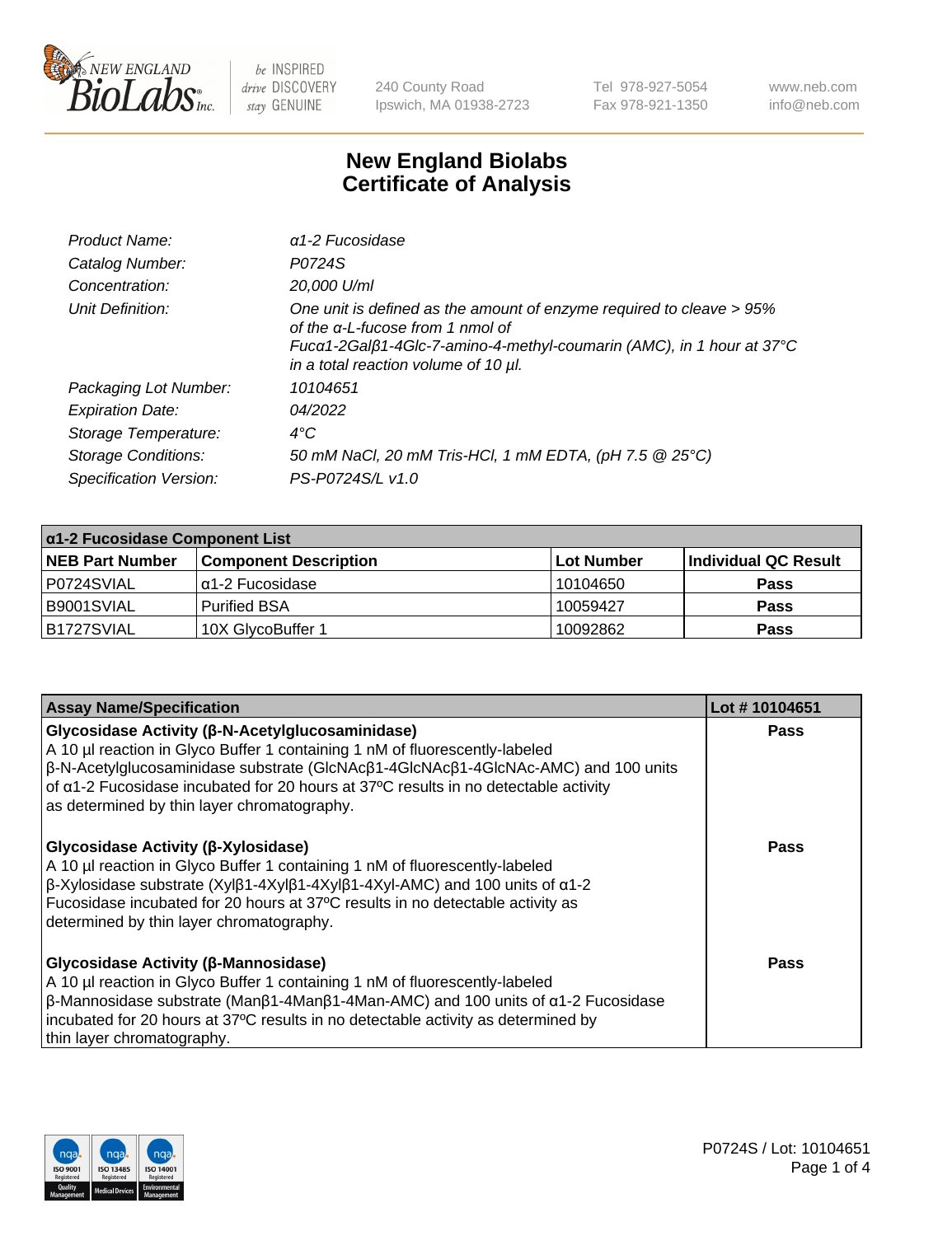New England BioLabs Inc. — be INSPIRED drive DISCOVERY stay GENUINE

240 County Road
Ipswich, MA 01938-2723

Tel 978-927-5054
Fax 978-921-1350

www.neb.com
info@neb.com

# New England Biolabs
# Certificate of Analysis

| | |
|---|---|
| *Product Name:* | *α1-2 Fucosidase* |
| *Catalog Number:* | *P0724S* |
| *Concentration:* | *20,000 U/ml* |
| *Unit Definition:* | *One unit is defined as the amount of enzyme required to cleave > 95% of the α-L-fucose from 1 nmol of Fucα1-2Galβ1-4Glc-7-amino-4-methyl-coumarin (AMC), in 1 hour at 37°C in a total reaction volume of 10 µl.* |
| *Packaging Lot Number:* | *10104651* |
| *Expiration Date:* | *04/2022* |
| *Storage Temperature:* | *4°C* |
| *Storage Conditions:* | *50 mM NaCl, 20 mM Tris-HCl, 1 mM EDTA, (pH 7.5 @ 25°C)* |
| *Specification Version:* | *PS-P0724S/L v1.0* |

| α1-2 Fucosidase Component List | | | |
|---|---|---|---|
| **NEB Part Number** | **Component Description** | **Lot Number** | **Individual QC Result** |
| P0724SVIAL | α1-2 Fucosidase | 10104650 | **Pass** |
| B9001SVIAL | Purified BSA | 10059427 | **Pass** |
| B1727SVIAL | 10X GlycoBuffer 1 | 10092862 | **Pass** |

| Assay Name/Specification | Lot # 10104651 |
|---|---|
| **Glycosidase Activity (β-N-Acetylglucosaminidase)**<br>A 10 µl reaction in Glyco Buffer 1 containing 1 nM of fluorescently-labeled β-N-Acetylglucosaminidase substrate (GlcNAcβ1-4GlcNAcβ1-4GlcNAc-AMC) and 100 units of α1-2 Fucosidase incubated for 20 hours at 37ºC results in no detectable activity as determined by thin layer chromatography. | **Pass** |
| **Glycosidase Activity (β-Xylosidase)**<br>A 10 µl reaction in Glyco Buffer 1 containing 1 nM of fluorescently-labeled β-Xylosidase substrate (Xylβ1-4Xylβ1-4Xylβ1-4Xyl-AMC) and 100 units of α1-2 Fucosidase incubated for 20 hours at 37ºC results in no detectable activity as determined by thin layer chromatography. | **Pass** |
| **Glycosidase Activity (β-Mannosidase)**<br>A 10 µl reaction in Glyco Buffer 1 containing 1 nM of fluorescently-labeled β-Mannosidase substrate (Manβ1-4Manβ1-4Man-AMC) and 100 units of α1-2 Fucosidase incubated for 20 hours at 37ºC results in no detectable activity as determined by thin layer chromatography. | **Pass** |

P0724S / Lot: 10104651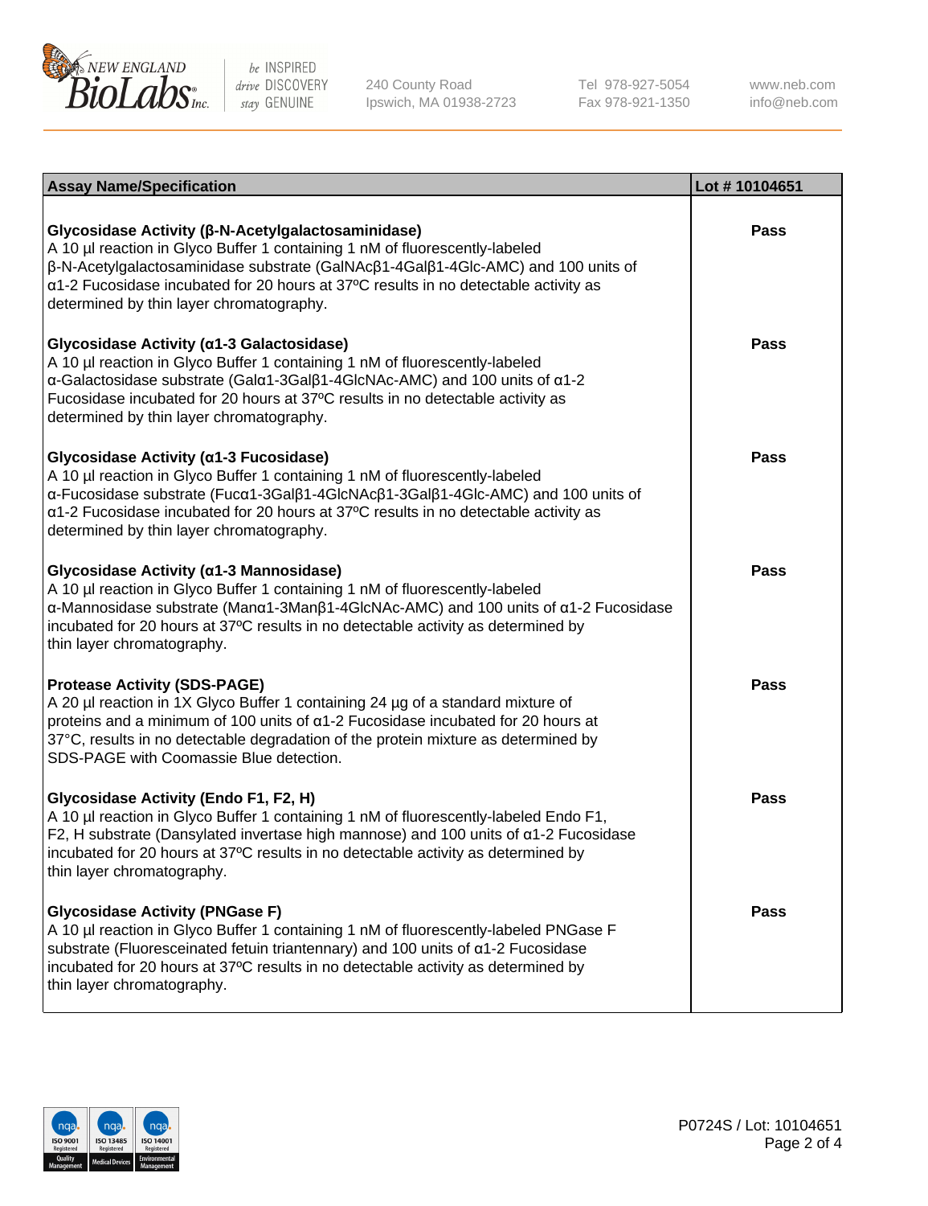| Assay Name/Specification | Lot # 10104651 |
|---|---|
| **Glycosidase Activity (β-N-Acetylgalactosaminidase)**<br>A 10 µl reaction in Glyco Buffer 1 containing 1 nM of fluorescently-labeled β-N-Acetylgalactosaminidase substrate (GalNAcβ1-4Galβ1-4Glc-AMC) and 100 units of α1-2 Fucosidase incubated for 20 hours at 37ºC results in no detectable activity as determined by thin layer chromatography. | Pass |
| **Glycosidase Activity (α1-3 Galactosidase)**<br>A 10 µl reaction in Glyco Buffer 1 containing 1 nM of fluorescently-labeled α-Galactosidase substrate (Galα1-3Galβ1-4GlcNAc-AMC) and 100 units of α1-2 Fucosidase incubated for 20 hours at 37ºC results in no detectable activity as determined by thin layer chromatography. | Pass |
| **Glycosidase Activity (α1-3 Fucosidase)**<br>A 10 µl reaction in Glyco Buffer 1 containing 1 nM of fluorescently-labeled α-Fucosidase substrate (Fucα1-3Galβ1-4GlcNAcβ1-3Galβ1-4Glc-AMC) and 100 units of α1-2 Fucosidase incubated for 20 hours at 37ºC results in no detectable activity as determined by thin layer chromatography. | Pass |
| **Glycosidase Activity (α1-3 Mannosidase)**<br>A 10 µl reaction in Glyco Buffer 1 containing 1 nM of fluorescently-labeled α-Mannosidase substrate (Manα1-3Manβ1-4GlcNAc-AMC) and 100 units of α1-2 Fucosidase incubated for 20 hours at 37ºC results in no detectable activity as determined by thin layer chromatography. | Pass |
| **Protease Activity (SDS-PAGE)**<br>A 20 µl reaction in 1X Glyco Buffer 1 containing 24 µg of a standard mixture of proteins and a minimum of 100 units of α1-2 Fucosidase incubated for 20 hours at 37°C, results in no detectable degradation of the protein mixture as determined by SDS-PAGE with Coomassie Blue detection. | Pass |
| **Glycosidase Activity (Endo F1, F2, H)**<br>A 10 µl reaction in Glyco Buffer 1 containing 1 nM of fluorescently-labeled Endo F1, F2, H substrate (Dansylated invertase high mannose) and 100 units of α1-2 Fucosidase incubated for 20 hours at 37ºC results in no detectable activity as determined by thin layer chromatography. | Pass |
| **Glycosidase Activity (PNGase F)**<br>A 10 µl reaction in Glyco Buffer 1 containing 1 nM of fluorescently-labeled PNGase F substrate (Fluoresceinated fetuin triantennary) and 100 units of α1-2 Fucosidase incubated for 20 hours at 37ºC results in no detectable activity as determined by thin layer chromatography. | Pass |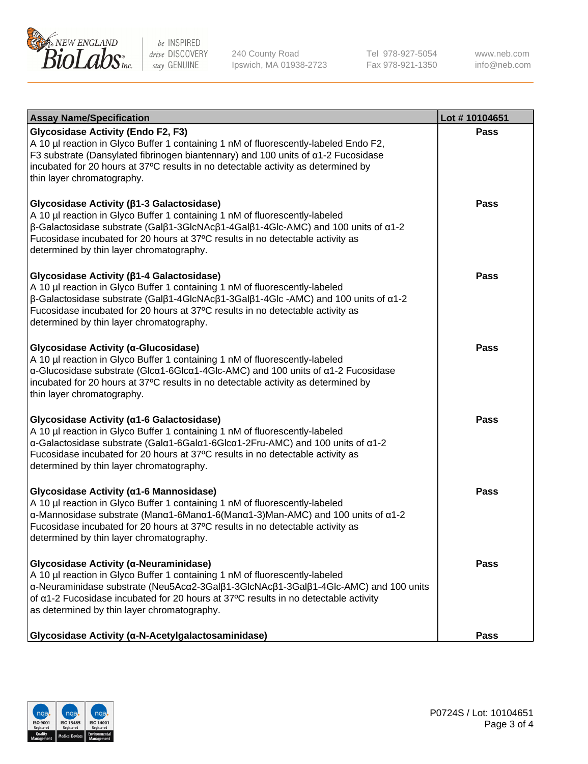| Assay Name/Specification | Lot # 10104651 |
|---|---|
| **Glycosidase Activity (Endo F2, F3)**<br>A 10 µl reaction in Glyco Buffer 1 containing 1 nM of fluorescently-labeled Endo F2, F3 substrate (Dansylated fibrinogen biantennary) and 100 units of α1-2 Fucosidase incubated for 20 hours at 37ºC results in no detectable activity as determined by thin layer chromatography. | **Pass** |
| **Glycosidase Activity (β1-3 Galactosidase)**<br>A 10 µl reaction in Glyco Buffer 1 containing 1 nM of fluorescently-labeled β-Galactosidase substrate (Galβ1-3GlcNAcβ1-4Galβ1-4Glc-AMC) and 100 units of α1-2 Fucosidase incubated for 20 hours at 37ºC results in no detectable activity as determined by thin layer chromatography. | **Pass** |
| **Glycosidase Activity (β1-4 Galactosidase)**<br>A 10 µl reaction in Glyco Buffer 1 containing 1 nM of fluorescently-labeled β-Galactosidase substrate (Galβ1-4GlcNAcβ1-3Galβ1-4Glc -AMC) and 100 units of α1-2 Fucosidase incubated for 20 hours at 37ºC results in no detectable activity as determined by thin layer chromatography. | **Pass** |
| **Glycosidase Activity (α-Glucosidase)**<br>A 10 µl reaction in Glyco Buffer 1 containing 1 nM of fluorescently-labeled α-Glucosidase substrate (Glcα1-6Glcα1-4Glc-AMC) and 100 units of α1-2 Fucosidase incubated for 20 hours at 37ºC results in no detectable activity as determined by thin layer chromatography. | **Pass** |
| **Glycosidase Activity (α1-6 Galactosidase)**<br>A 10 µl reaction in Glyco Buffer 1 containing 1 nM of fluorescently-labeled α-Galactosidase substrate (Galα1-6Galα1-6Glcα1-2Fru-AMC) and 100 units of α1-2 Fucosidase incubated for 20 hours at 37ºC results in no detectable activity as determined by thin layer chromatography. | **Pass** |
| **Glycosidase Activity (α1-6 Mannosidase)**<br>A 10 µl reaction in Glyco Buffer 1 containing 1 nM of fluorescently-labeled α-Mannosidase substrate (Manα1-6Manα1-6(Manα1-3)Man-AMC) and 100 units of α1-2 Fucosidase incubated for 20 hours at 37ºC results in no detectable activity as determined by thin layer chromatography. | **Pass** |
| **Glycosidase Activity (α-Neuraminidase)**<br>A 10 µl reaction in Glyco Buffer 1 containing 1 nM of fluorescently-labeled α-Neuraminidase substrate (Neu5Acα2-3Galβ1-3GlcNAcβ1-3Galβ1-4Glc-AMC) and 100 units of α1-2 Fucosidase incubated for 20 hours at 37ºC results in no detectable activity as determined by thin layer chromatography. | **Pass** |
| **Glycosidase Activity (α-N-Acetylgalactosaminidase)** | **Pass** |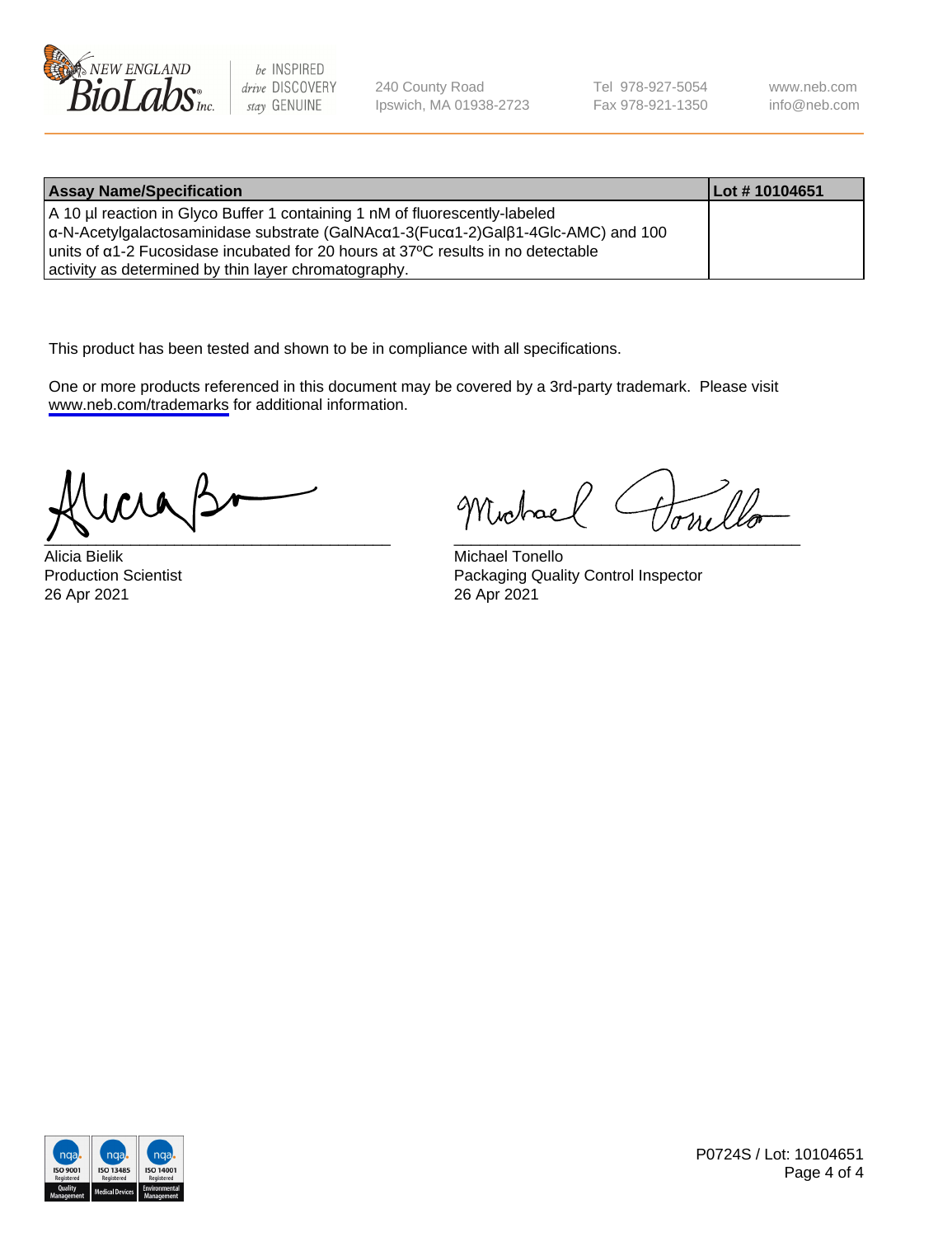240 County Road
Ipswich, MA 01938-2723

Tel 978-927-5054
Fax 978-921-1350

www.neb.com
info@neb.com

| Assay Name/Specification | Lot # 10104651 |
| --- | --- |
| A 10 µl reaction in Glyco Buffer 1 containing 1 nM of fluorescently-labeled α-N-Acetylgalactosaminidase substrate (GalNAcα1-3(Fucα1-2)Galβ1-4Glc-AMC) and 100 units of α1-2 Fucosidase incubated for 20 hours at 37ºC results in no detectable activity as determined by thin layer chromatography. | |

This product has been tested and shown to be in compliance with all specifications.

One or more products referenced in this document may be covered by a 3rd-party trademark. Please visit www.neb.com/trademarks for additional information.

Alicia Bielik
Production Scientist
26 Apr 2021

Michael Tonello
Packaging Quality Control Inspector
26 Apr 2021

P0724S / Lot: 10104651